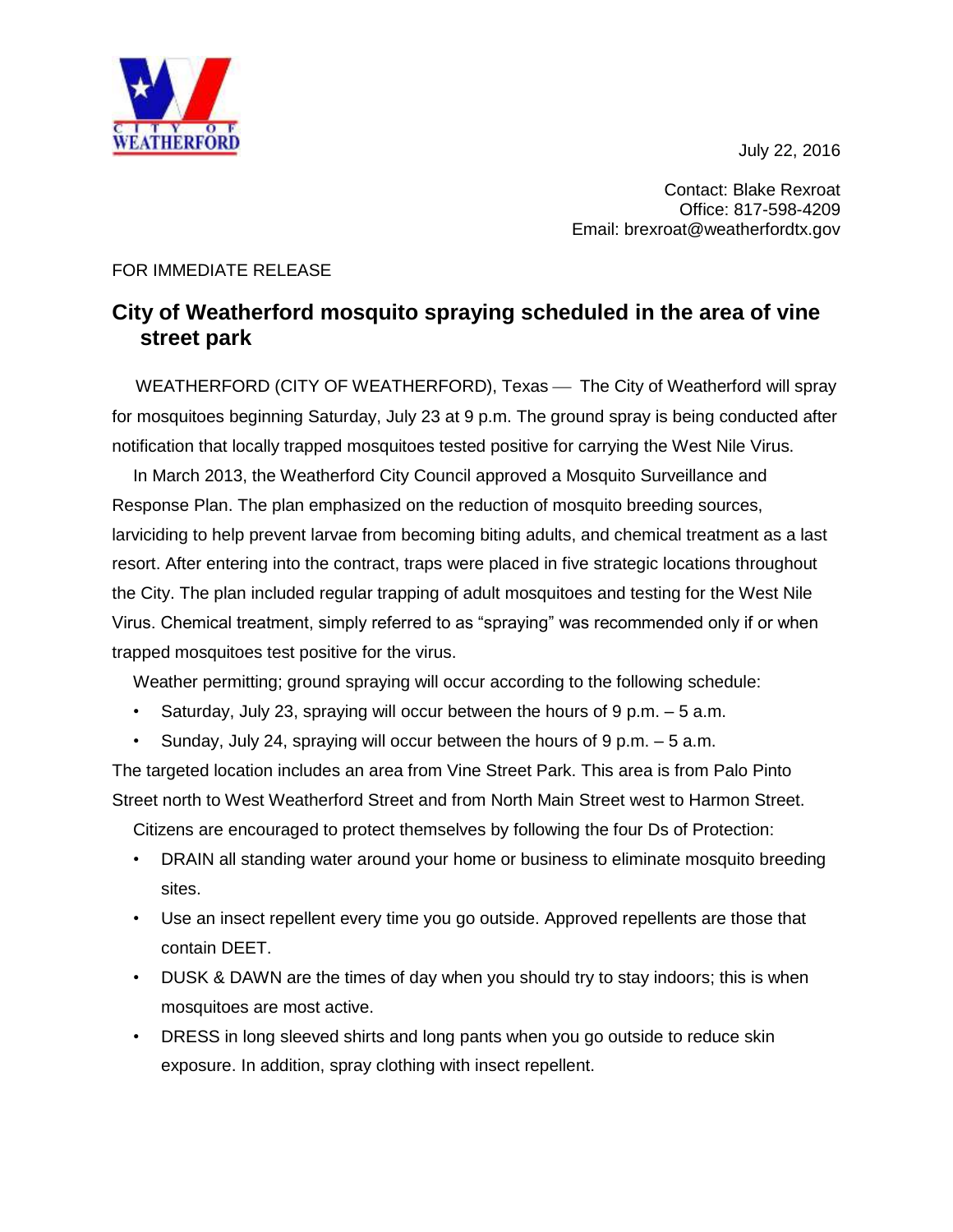CITY OF WEATHERFORD

July 22, 2016

Contact: Blake Rexroat
Office: 817-598-4209
Email: brexroat@weatherfordtx.gov

FOR IMMEDIATE RELEASE

## City of Weatherford mosquito spraying scheduled in the area of vine street park

WEATHERFORD (CITY OF WEATHERFORD), Texas — The City of Weatherford will spray for mosquitoes beginning Saturday, July 23 at 9 p.m. The ground spray is being conducted after notification that locally trapped mosquitoes tested positive for carrying the West Nile Virus.

In March 2013, the Weatherford City Council approved a Mosquito Surveillance and Response Plan. The plan emphasized on the reduction of mosquito breeding sources, larviciding to help prevent larvae from becoming biting adults, and chemical treatment as a last resort. After entering into the contract, traps were placed in five strategic locations throughout the City. The plan included regular trapping of adult mosquitoes and testing for the West Nile Virus. Chemical treatment, simply referred to as "spraying" was recommended only if or when trapped mosquitoes test positive for the virus.

Weather permitting; ground spraying will occur according to the following schedule:

- Saturday, July 23, spraying will occur between the hours of 9 p.m. – 5 a.m.
- Sunday, July 24, spraying will occur between the hours of 9 p.m. – 5 a.m.

The targeted location includes an area from Vine Street Park. This area is from Palo Pinto Street north to West Weatherford Street and from North Main Street west to Harmon Street.

Citizens are encouraged to protect themselves by following the four Ds of Protection:

- DRAIN all standing water around your home or business to eliminate mosquito breeding sites.
- Use an insect repellent every time you go outside. Approved repellents are those that contain DEET.
- DUSK & DAWN are the times of day when you should try to stay indoors; this is when mosquitoes are most active.
- DRESS in long sleeved shirts and long pants when you go outside to reduce skin exposure. In addition, spray clothing with insect repellent.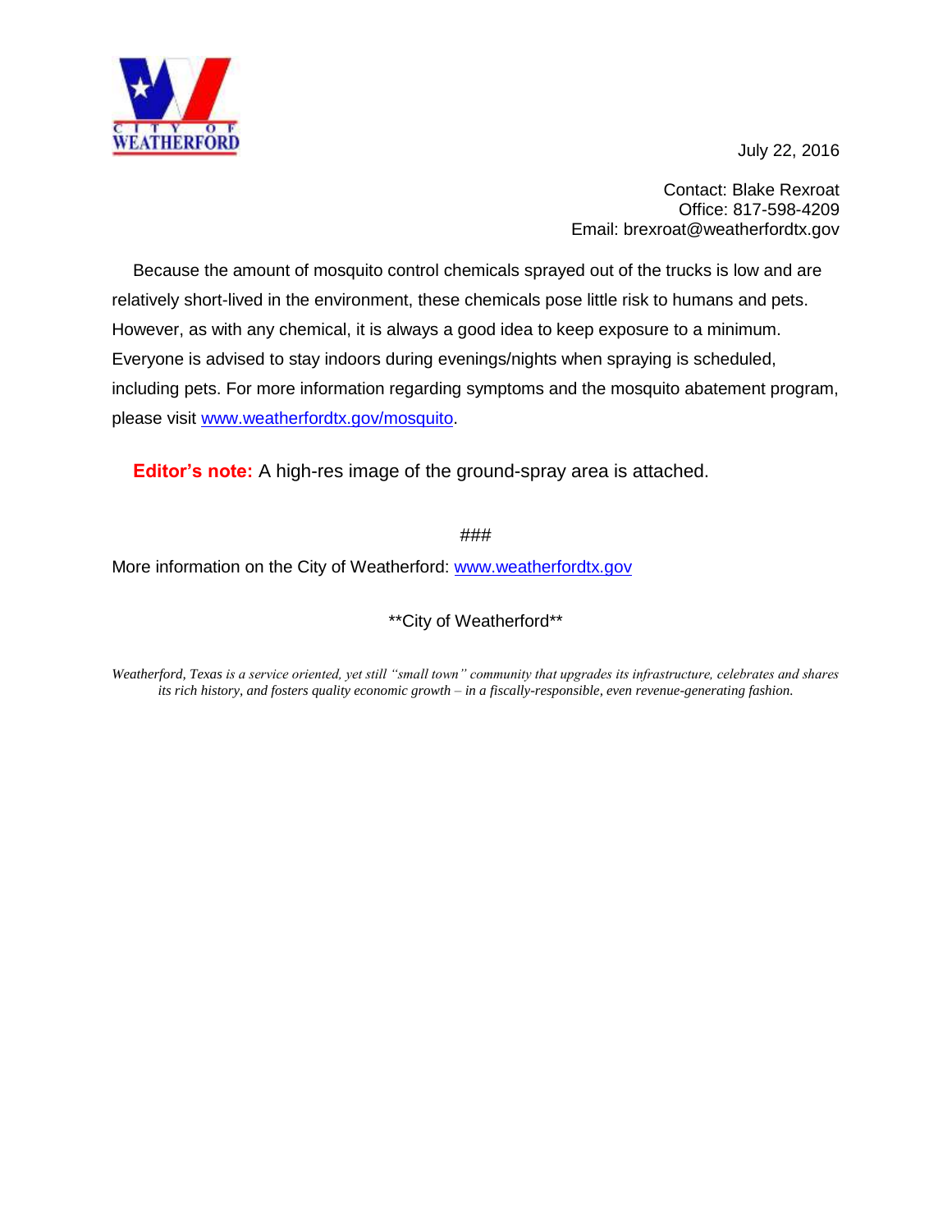July 22, 2016

Contact: Blake Rexroat
Office: 817-598-4209
Email: brexroat@weatherfordtx.gov

Because the amount of mosquito control chemicals sprayed out of the trucks is low and are relatively short-lived in the environment, these chemicals pose little risk to humans and pets. However, as with any chemical, it is always a good idea to keep exposure to a minimum. Everyone is advised to stay indoors during evenings/nights when spraying is scheduled, including pets. For more information regarding symptoms and the mosquito abatement program, please visit [www.weatherfordtx.gov/mosquito](http://www.weatherfordtx.gov/mosquito).

**Editor's note:** A high-res image of the ground-spray area is attached.

###

More information on the City of Weatherford: [www.weatherfordtx.gov](http://www.weatherfordtx.gov)

\*\*City of Weatherford\*\*

*Weatherford, Texas is a service oriented, yet still "small town" community that upgrades its infrastructure, celebrates and shares its rich history, and fosters quality economic growth – in a fiscally-responsible, even revenue-generating fashion.*